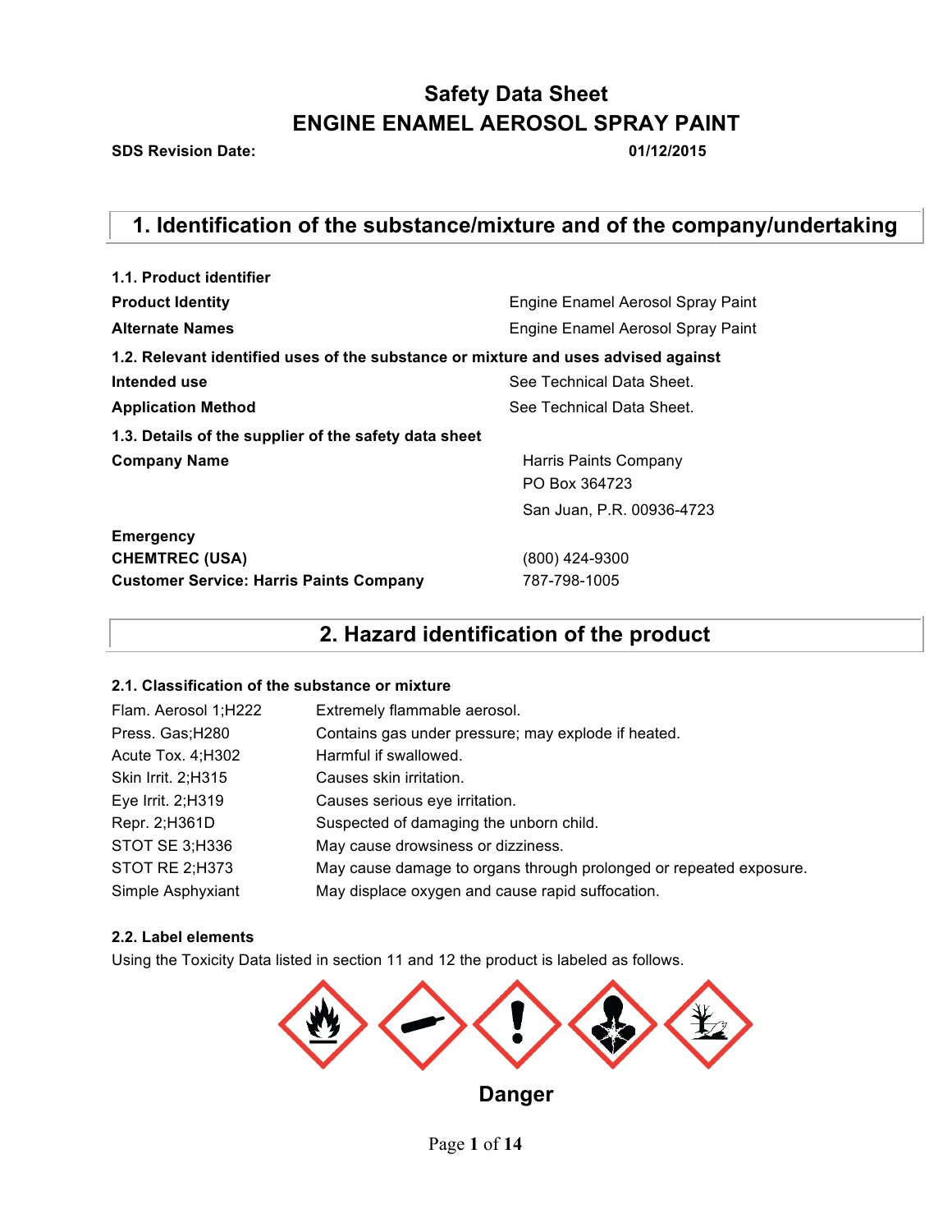# Safety Data Sheet
# ENGINE ENAMEL AEROSOL SPRAY PAINT

**SDS Revision Date:** **01/12/2015**

## 1. Identification of the substance/mixture and of the company/undertaking

**1.1. Product identifier**

| | |
|---|---|
| **Product Identity** | Engine Enamel Aerosol Spray Paint |
| **Alternate Names** | Engine Enamel Aerosol Spray Paint |

**1.2. Relevant identified uses of the substance or mixture and uses advised against**

| | |
|---|---|
| **Intended use** | See Technical Data Sheet. |
| **Application Method** | See Technical Data Sheet. |

**1.3. Details of the supplier of the safety data sheet**

| | |
|---|---|
| **Company Name** | Harris Paints Company<br>PO Box 364723<br>San Juan, P.R. 00936-4723 |
| **Emergency** | |
| **CHEMTREC (USA)** | (800) 424-9300 |
| **Customer Service: Harris Paints Company** | 787-798-1005 |

## 2. Hazard identification of the product

**2.1. Classification of the substance or mixture**

| | |
|---|---|
| Flam. Aerosol 1;H222 | Extremely flammable aerosol. |
| Press. Gas;H280 | Contains gas under pressure; may explode if heated. |
| Acute Tox. 4;H302 | Harmful if swallowed. |
| Skin Irrit. 2;H315 | Causes skin irritation. |
| Eye Irrit. 2;H319 | Causes serious eye irritation. |
| Repr. 2;H361D | Suspected of damaging the unborn child. |
| STOT SE 3;H336 | May cause drowsiness or dizziness. |
| STOT RE 2;H373 | May cause damage to organs through prolonged or repeated exposure. |
| Simple Asphyxiant | May displace oxygen and cause rapid suffocation. |

**2.2. Label elements**

Using the Toxicity Data listed in section 11 and 12 the product is labeled as follows.

**Danger**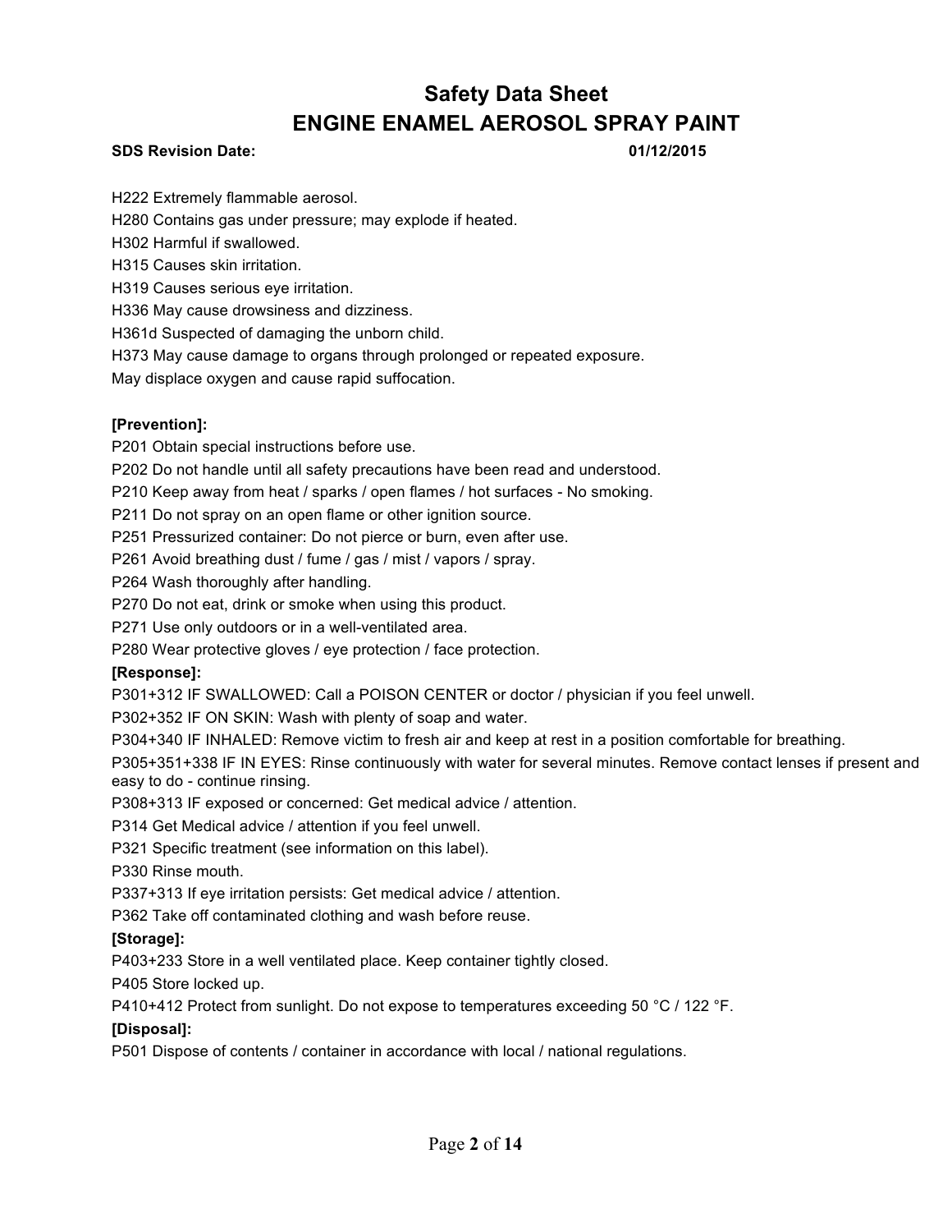H222 Extremely flammable aerosol.

H280 Contains gas under pressure; may explode if heated.

H302 Harmful if swallowed.

H315 Causes skin irritation.

H319 Causes serious eye irritation.

H336 May cause drowsiness and dizziness.

H361d Suspected of damaging the unborn child.

H373 May cause damage to organs through prolonged or repeated exposure.

May displace oxygen and cause rapid suffocation.

**[Prevention]:**

P201 Obtain special instructions before use.

P202 Do not handle until all safety precautions have been read and understood.

P210 Keep away from heat / sparks / open flames / hot surfaces - No smoking.

P211 Do not spray on an open flame or other ignition source.

P251 Pressurized container: Do not pierce or burn, even after use.

P261 Avoid breathing dust / fume / gas / mist / vapors / spray.

P264 Wash thoroughly after handling.

P270 Do not eat, drink or smoke when using this product.

P271 Use only outdoors or in a well-ventilated area.

P280 Wear protective gloves / eye protection / face protection.

**[Response]:**

P301+312 IF SWALLOWED: Call a POISON CENTER or doctor / physician if you feel unwell.

P302+352 IF ON SKIN: Wash with plenty of soap and water.

P304+340 IF INHALED: Remove victim to fresh air and keep at rest in a position comfortable for breathing.

P305+351+338 IF IN EYES: Rinse continuously with water for several minutes. Remove contact lenses if present and easy to do - continue rinsing.

P308+313 IF exposed or concerned: Get medical advice / attention.

P314 Get Medical advice / attention if you feel unwell.

P321 Specific treatment (see information on this label).

P330 Rinse mouth.

P337+313 If eye irritation persists: Get medical advice / attention.

P362 Take off contaminated clothing and wash before reuse.

**[Storage]:**

P403+233 Store in a well ventilated place. Keep container tightly closed.

P405 Store locked up.

P410+412 Protect from sunlight. Do not expose to temperatures exceeding 50 °C / 122 °F.

**[Disposal]:**

P501 Dispose of contents / container in accordance with local / national regulations.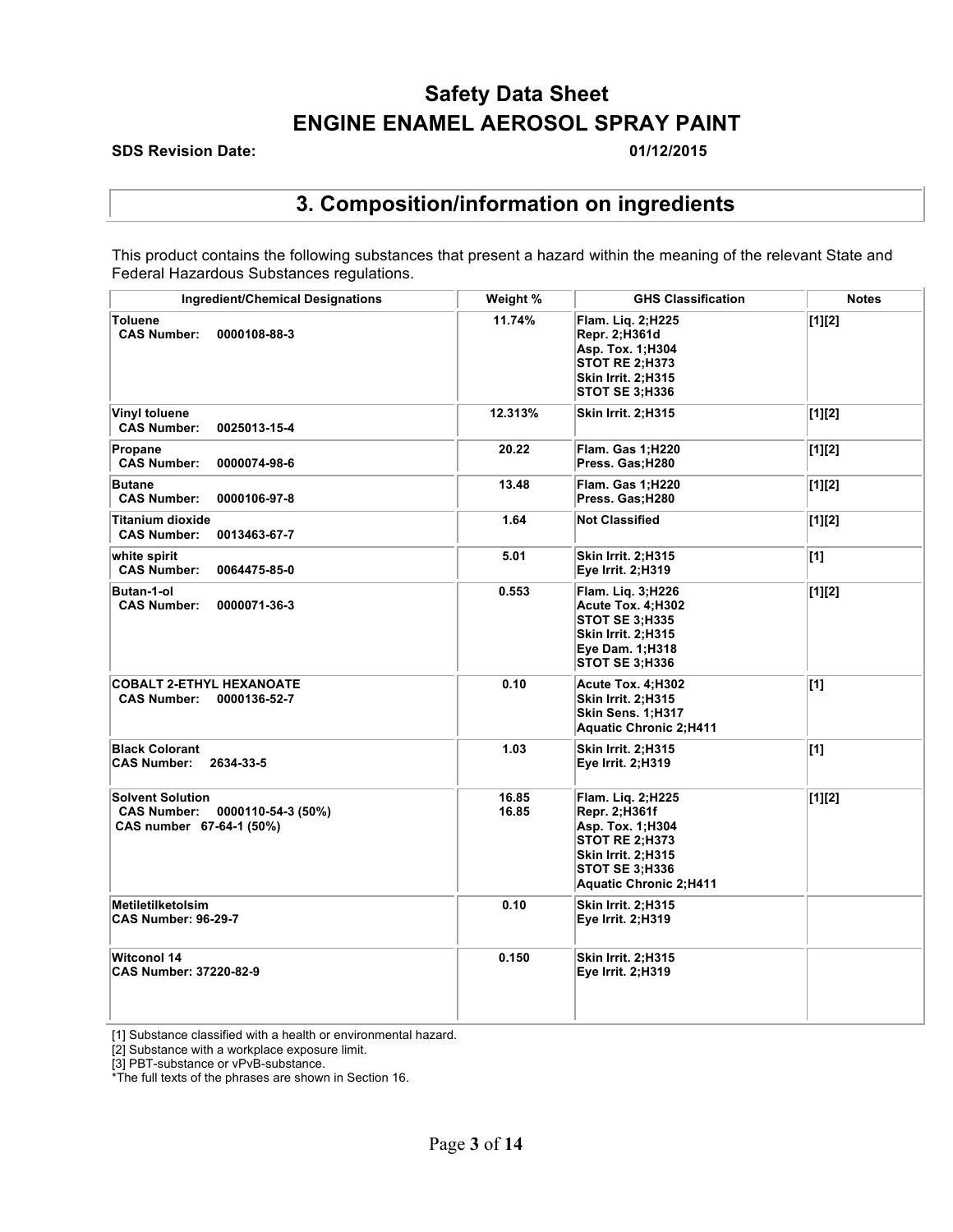# Safety Data Sheet
# ENGINE ENAMEL AEROSOL SPRAY PAINT

**SDS Revision Date:** **01/12/2015**

## 3. Composition/information on ingredients

This product contains the following substances that present a hazard within the meaning of the relevant State and Federal Hazardous Substances regulations.

| Ingredient/Chemical Designations | Weight % | GHS Classification | Notes |
|---|---|---|---|
| **Toluene**<br>**CAS Number: 0000108-88-3** | **11.74%** | **Flam. Liq. 2;H225**<br>**Repr. 2;H361d**<br>**Asp. Tox. 1;H304**<br>**STOT RE 2;H373**<br>**Skin Irrit. 2;H315**<br>**STOT SE 3;H336** | **[1][2]** |
| **Vinyl toluene**<br>**CAS Number: 0025013-15-4** | **12.313%** | **Skin Irrit. 2;H315** | **[1][2]** |
| **Propane**<br>**CAS Number: 0000074-98-6** | **20.22** | **Flam. Gas 1;H220**<br>**Press. Gas;H280** | **[1][2]** |
| **Butane**<br>**CAS Number: 0000106-97-8** | **13.48** | **Flam. Gas 1;H220**<br>**Press. Gas;H280** | **[1][2]** |
| **Titanium dioxide**<br>**CAS Number: 0013463-67-7** | **1.64** | **Not Classified** | **[1][2]** |
| **white spirit**<br>**CAS Number: 0064475-85-0** | **5.01** | **Skin Irrit. 2;H315**<br>**Eye Irrit. 2;H319** | **[1]** |
| **Butan-1-ol**<br>**CAS Number: 0000071-36-3** | **0.553** | **Flam. Liq. 3;H226**<br>**Acute Tox. 4;H302**<br>**STOT SE 3;H335**<br>**Skin Irrit. 2;H315**<br>**Eye Dam. 1;H318**<br>**STOT SE 3;H336** | **[1][2]** |
| **COBALT 2-ETHYL HEXANOATE**<br>**CAS Number: 0000136-52-7** | **0.10** | **Acute Tox. 4;H302**<br>**Skin Irrit. 2;H315**<br>**Skin Sens. 1;H317**<br>**Aquatic Chronic 2;H411** | **[1]** |
| **Black Colorant**<br>**CAS Number: 2634-33-5** | **1.03** | **Skin Irrit. 2;H315**<br>**Eye Irrit. 2;H319** | **[1]** |
| **Solvent Solution**<br>**CAS Number: 0000110-54-3 (50%)**<br>**CAS number 67-64-1 (50%)** | **16.85**<br>**16.85** | **Flam. Liq. 2;H225**<br>**Repr. 2;H361f**<br>**Asp. Tox. 1;H304**<br>**STOT RE 2;H373**<br>**Skin Irrit. 2;H315**<br>**STOT SE 3;H336**<br>**Aquatic Chronic 2;H411** | **[1][2]** |
| **Metiletilketolsim**<br>**CAS Number: 96-29-7** | **0.10** | **Skin Irrit. 2;H315**<br>**Eye Irrit. 2;H319** | |
| **Witconol 14**<br>**CAS Number: 37220-82-9** | **0.150** | **Skin Irrit. 2;H315**<br>**Eye Irrit. 2;H319** | |

[1] Substance classified with a health or environmental hazard.
[2] Substance with a workplace exposure limit.
[3] PBT-substance or vPvB-substance.
*The full texts of the phrases are shown in Section 16.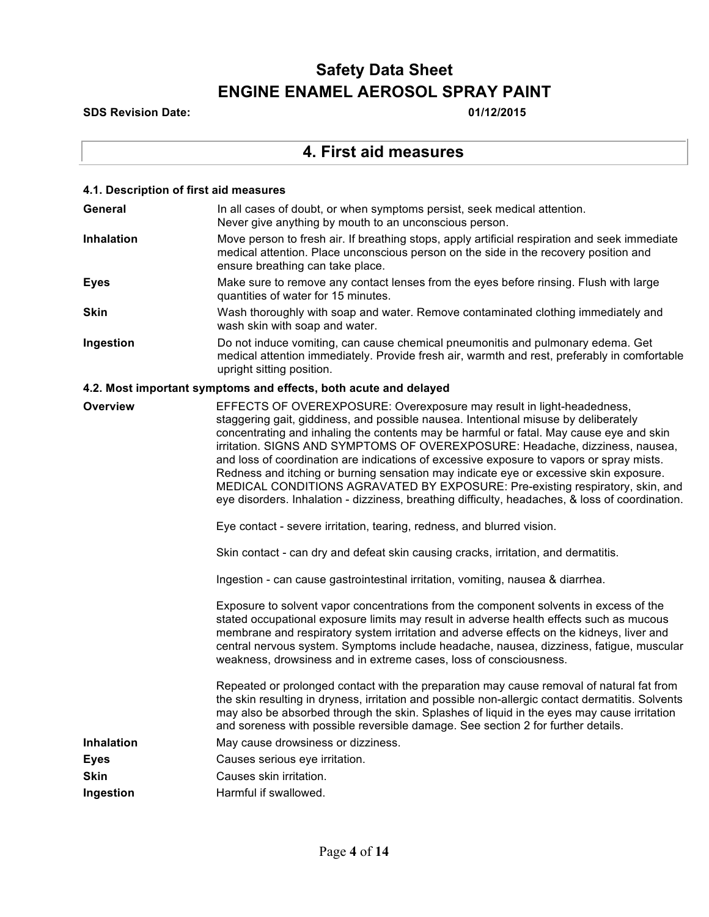# Safety Data Sheet
# ENGINE ENAMEL AEROSOL SPRAY PAINT

**SDS Revision Date:** **01/12/2015**

## 4. First aid measures

### 4.1. Description of first aid measures

**General** — In all cases of doubt, or when symptoms persist, seek medical attention. Never give anything by mouth to an unconscious person.

**Inhalation** — Move person to fresh air. If breathing stops, apply artificial respiration and seek immediate medical attention. Place unconscious person on the side in the recovery position and ensure breathing can take place.

**Eyes** — Make sure to remove any contact lenses from the eyes before rinsing. Flush with large quantities of water for 15 minutes.

**Skin** — Wash thoroughly with soap and water. Remove contaminated clothing immediately and wash skin with soap and water.

**Ingestion** — Do not induce vomiting, can cause chemical pneumonitis and pulmonary edema. Get medical attention immediately. Provide fresh air, warmth and rest, preferably in comfortable upright sitting position.

### 4.2. Most important symptoms and effects, both acute and delayed

**Overview** — EFFECTS OF OVEREXPOSURE: Overexposure may result in light-headedness, staggering gait, giddiness, and possible nausea. Intentional misuse by deliberately concentrating and inhaling the contents may be harmful or fatal. May cause eye and skin irritation. SIGNS AND SYMPTOMS OF OVEREXPOSURE: Headache, dizziness, nausea, and loss of coordination are indications of excessive exposure to vapors or spray mists. Redness and itching or burning sensation may indicate eye or excessive skin exposure. MEDICAL CONDITIONS AGRAVATED BY EXPOSURE: Pre-existing respiratory, skin, and eye disorders. Inhalation - dizziness, breathing difficulty, headaches, & loss of coordination.

Eye contact - severe irritation, tearing, redness, and blurred vision.

Skin contact - can dry and defeat skin causing cracks, irritation, and dermatitis.

Ingestion - can cause gastrointestinal irritation, vomiting, nausea & diarrhea.

Exposure to solvent vapor concentrations from the component solvents in excess of the stated occupational exposure limits may result in adverse health effects such as mucous membrane and respiratory system irritation and adverse effects on the kidneys, liver and central nervous system. Symptoms include headache, nausea, dizziness, fatigue, muscular weakness, drowsiness and in extreme cases, loss of consciousness.

Repeated or prolonged contact with the preparation may cause removal of natural fat from the skin resulting in dryness, irritation and possible non-allergic contact dermatitis. Solvents may also be absorbed through the skin. Splashes of liquid in the eyes may cause irritation and soreness with possible reversible damage. See section 2 for further details.

**Inhalation** — May cause drowsiness or dizziness.

**Eyes** — Causes serious eye irritation.

**Skin** — Causes skin irritation.

**Ingestion** — Harmful if swallowed.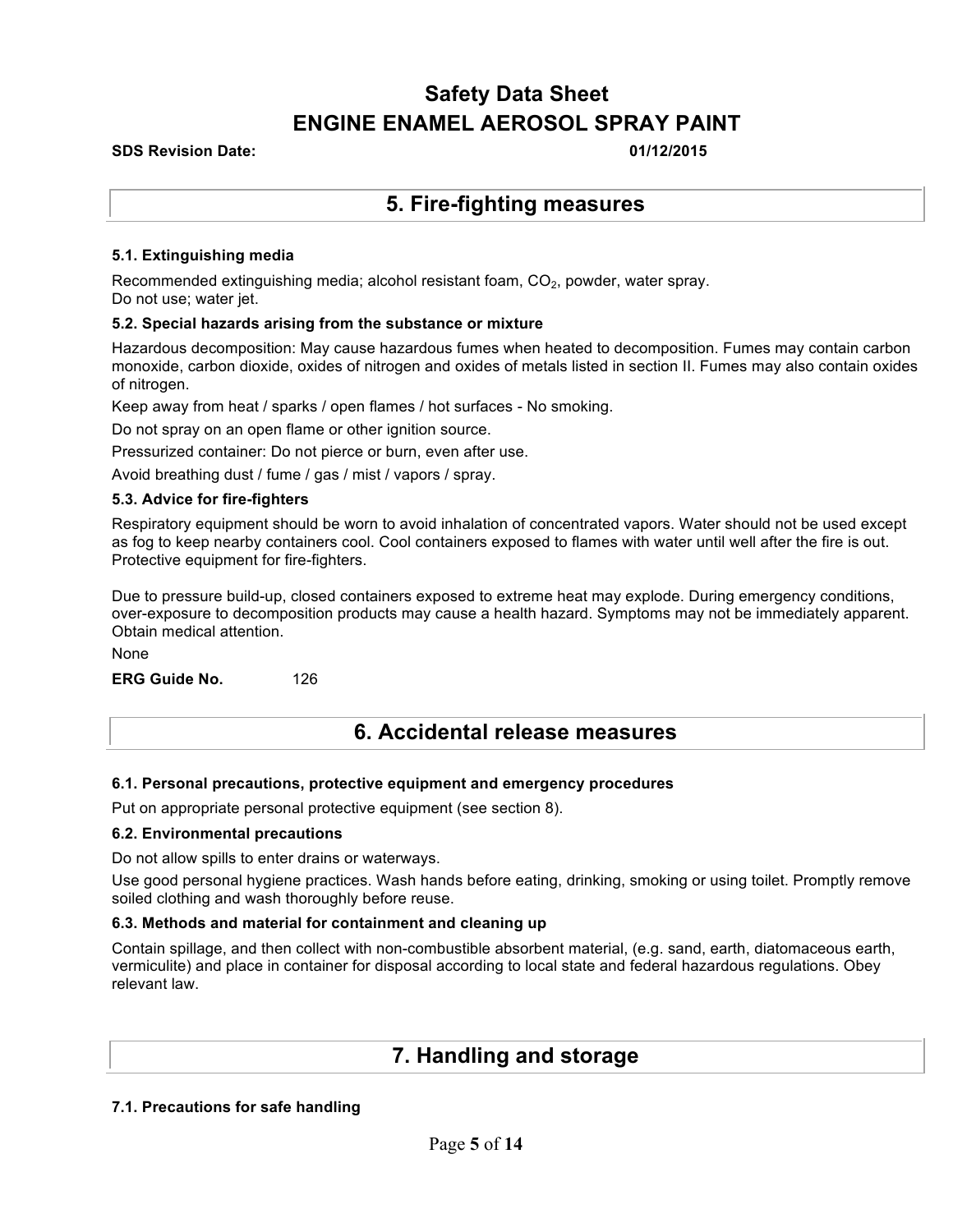## 5. Fire-fighting measures

### 5.1. Extinguishing media

Recommended extinguishing media; alcohol resistant foam, $CO_2$, powder, water spray.
Do not use; water jet.

### 5.2. Special hazards arising from the substance or mixture

Hazardous decomposition: May cause hazardous fumes when heated to decomposition. Fumes may contain carbon monoxide, carbon dioxide, oxides of nitrogen and oxides of metals listed in section II. Fumes may also contain oxides of nitrogen.

Keep away from heat / sparks / open flames / hot surfaces - No smoking.

Do not spray on an open flame or other ignition source.

Pressurized container: Do not pierce or burn, even after use.

Avoid breathing dust / fume / gas / mist / vapors / spray.

### 5.3. Advice for fire-fighters

Respiratory equipment should be worn to avoid inhalation of concentrated vapors. Water should not be used except as fog to keep nearby containers cool. Cool containers exposed to flames with water until well after the fire is out. Protective equipment for fire-fighters.

Due to pressure build-up, closed containers exposed to extreme heat may explode. During emergency conditions, over-exposure to decomposition products may cause a health hazard. Symptoms may not be immediately apparent. Obtain medical attention.

None

**ERG Guide No.** 126

## 6. Accidental release measures

### 6.1. Personal precautions, protective equipment and emergency procedures

Put on appropriate personal protective equipment (see section 8).

### 6.2. Environmental precautions

Do not allow spills to enter drains or waterways.

Use good personal hygiene practices. Wash hands before eating, drinking, smoking or using toilet. Promptly remove soiled clothing and wash thoroughly before reuse.

### 6.3. Methods and material for containment and cleaning up

Contain spillage, and then collect with non-combustible absorbent material, (e.g. sand, earth, diatomaceous earth, vermiculite) and place in container for disposal according to local state and federal hazardous regulations. Obey relevant law.

## 7. Handling and storage

### 7.1. Precautions for safe handling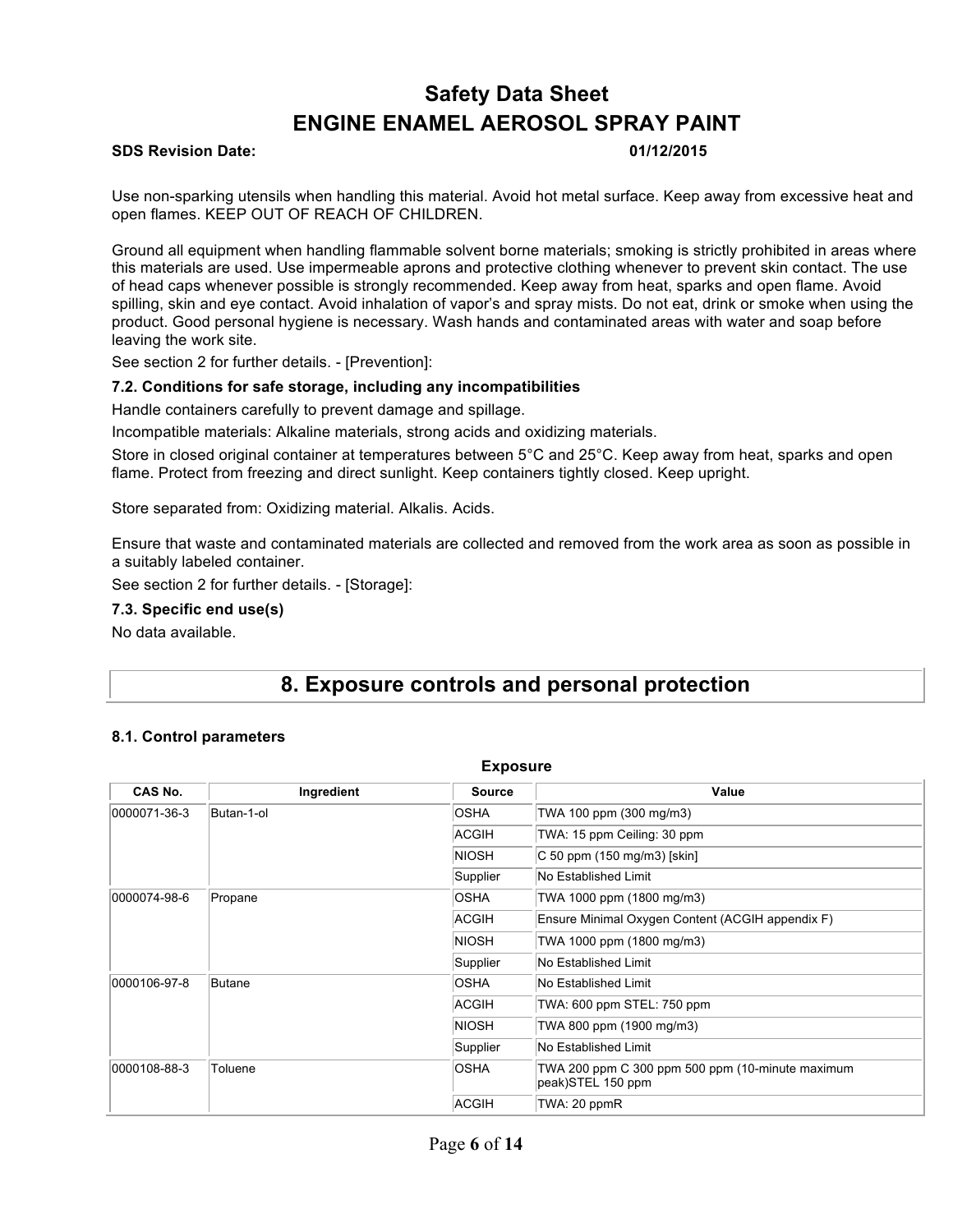Use non-sparking utensils when handling this material. Avoid hot metal surface. Keep away from excessive heat and open flames. KEEP OUT OF REACH OF CHILDREN.

Ground all equipment when handling flammable solvent borne materials; smoking is strictly prohibited in areas where this materials are used. Use impermeable aprons and protective clothing whenever to prevent skin contact. The use of head caps whenever possible is strongly recommended. Keep away from heat, sparks and open flame. Avoid spilling, skin and eye contact. Avoid inhalation of vapor's and spray mists. Do not eat, drink or smoke when using the product. Good personal hygiene is necessary. Wash hands and contaminated areas with water and soap before leaving the work site.

See section 2 for further details. - [Prevention]:

### 7.2. Conditions for safe storage, including any incompatibilities

Handle containers carefully to prevent damage and spillage.

Incompatible materials: Alkaline materials, strong acids and oxidizing materials.

Store in closed original container at temperatures between 5°C and 25°C. Keep away from heat, sparks and open flame. Protect from freezing and direct sunlight. Keep containers tightly closed. Keep upright.

Store separated from: Oxidizing material. Alkalis. Acids.

Ensure that waste and contaminated materials are collected and removed from the work area as soon as possible in a suitably labeled container.

See section 2 for further details. - [Storage]:

### 7.3. Specific end use(s)

No data available.

## 8. Exposure controls and personal protection

### 8.1. Control parameters

**Exposure**

| CAS No. | Ingredient | Source | Value |
|---|---|---|---|
| 0000071-36-3 | Butan-1-ol | OSHA | TWA 100 ppm (300 mg/m3) |
| | | ACGIH | TWA: 15 ppm Ceiling: 30 ppm |
| | | NIOSH | C 50 ppm (150 mg/m3) [skin] |
| | | Supplier | No Established Limit |
| 0000074-98-6 | Propane | OSHA | TWA 1000 ppm (1800 mg/m3) |
| | | ACGIH | Ensure Minimal Oxygen Content (ACGIH appendix F) |
| | | NIOSH | TWA 1000 ppm (1800 mg/m3) |
| | | Supplier | No Established Limit |
| 0000106-97-8 | Butane | OSHA | No Established Limit |
| | | ACGIH | TWA: 600 ppm STEL: 750 ppm |
| | | NIOSH | TWA 800 ppm (1900 mg/m3) |
| | | Supplier | No Established Limit |
| 0000108-88-3 | Toluene | OSHA | TWA 200 ppm C 300 ppm 500 ppm (10-minute maximum peak)STEL 150 ppm |
| | | ACGIH | TWA: 20 ppmR |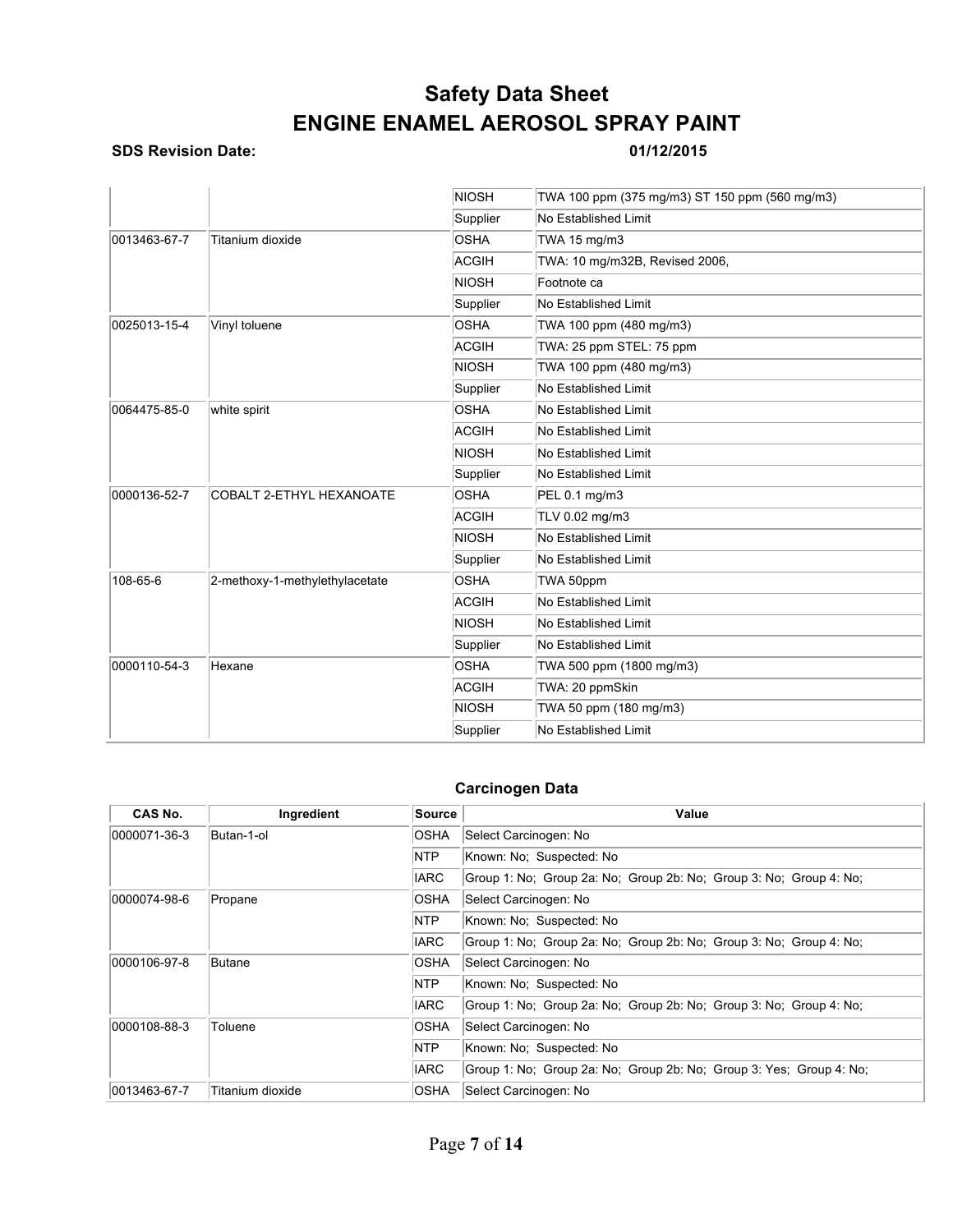# Safety Data Sheet
# ENGINE ENAMEL AEROSOL SPRAY PAINT

**SDS Revision Date:** **01/12/2015**

| | | | |
|---|---|---|---|
| | | NIOSH | TWA 100 ppm (375 mg/m3) ST 150 ppm (560 mg/m3) |
| | | Supplier | No Established Limit |
| 0013463-67-7 | Titanium dioxide | OSHA | TWA 15 mg/m3 |
| | | ACGIH | TWA: 10 mg/m32B, Revised 2006, |
| | | NIOSH | Footnote ca |
| | | Supplier | No Established Limit |
| 0025013-15-4 | Vinyl toluene | OSHA | TWA 100 ppm (480 mg/m3) |
| | | ACGIH | TWA: 25 ppm STEL: 75 ppm |
| | | NIOSH | TWA 100 ppm (480 mg/m3) |
| | | Supplier | No Established Limit |
| 0064475-85-0 | white spirit | OSHA | No Established Limit |
| | | ACGIH | No Established Limit |
| | | NIOSH | No Established Limit |
| | | Supplier | No Established Limit |
| 0000136-52-7 | COBALT 2-ETHYL HEXANOATE | OSHA | PEL 0.1 mg/m3 |
| | | ACGIH | TLV 0.02 mg/m3 |
| | | NIOSH | No Established Limit |
| | | Supplier | No Established Limit |
| 108-65-6 | 2-methoxy-1-methylethylacetate | OSHA | TWA 50ppm |
| | | ACGIH | No Established Limit |
| | | NIOSH | No Established Limit |
| | | Supplier | No Established Limit |
| 0000110-54-3 | Hexane | OSHA | TWA 500 ppm (1800 mg/m3) |
| | | ACGIH | TWA: 20 ppmSkin |
| | | NIOSH | TWA 50 ppm (180 mg/m3) |
| | | Supplier | No Established Limit |

### Carcinogen Data

| CAS No. | Ingredient | Source | Value |
|---|---|---|---|
| 0000071-36-3 | Butan-1-ol | OSHA | Select Carcinogen: No |
| | | NTP | Known: No; Suspected: No |
| | | IARC | Group 1: No; Group 2a: No; Group 2b: No; Group 3: No; Group 4: No; |
| 0000074-98-6 | Propane | OSHA | Select Carcinogen: No |
| | | NTP | Known: No; Suspected: No |
| | | IARC | Group 1: No; Group 2a: No; Group 2b: No; Group 3: No; Group 4: No; |
| 0000106-97-8 | Butane | OSHA | Select Carcinogen: No |
| | | NTP | Known: No; Suspected: No |
| | | IARC | Group 1: No; Group 2a: No; Group 2b: No; Group 3: No; Group 4: No; |
| 0000108-88-3 | Toluene | OSHA | Select Carcinogen: No |
| | | NTP | Known: No; Suspected: No |
| | | IARC | Group 1: No; Group 2a: No; Group 2b: No; Group 3: Yes; Group 4: No; |
| 0013463-67-7 | Titanium dioxide | OSHA | Select Carcinogen: No |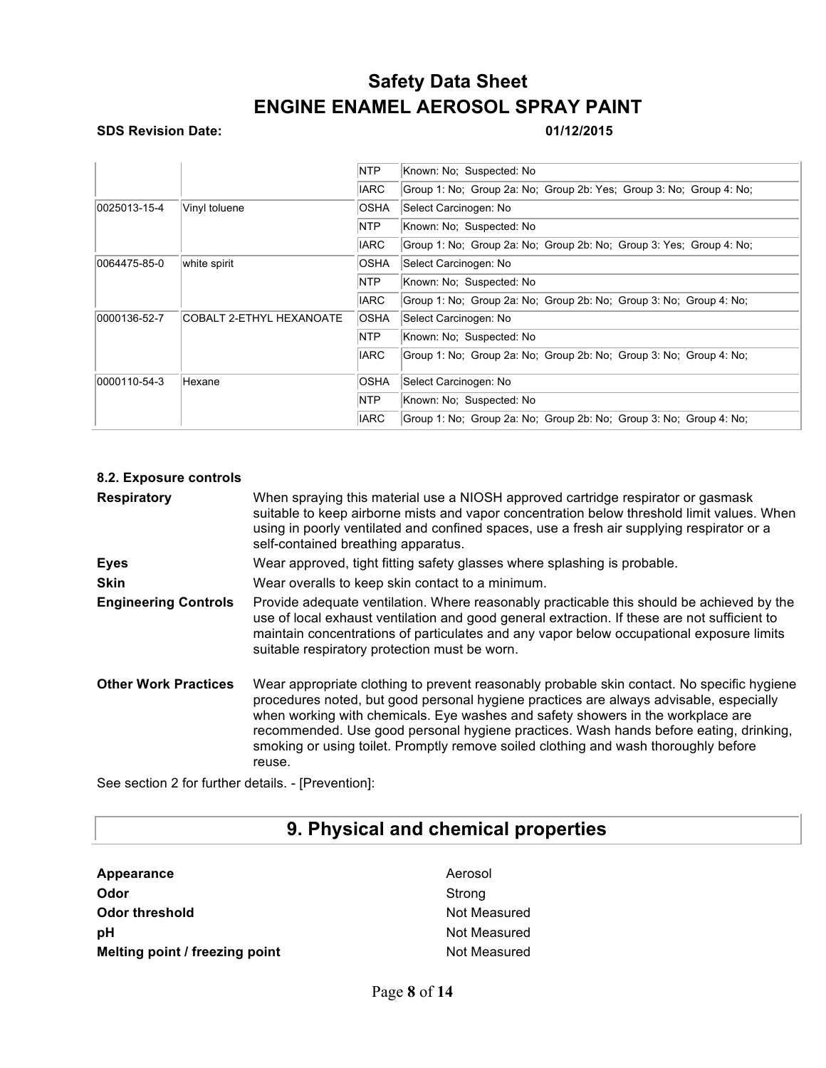| | | | |
|---|---|---|---|
| | | NTP | Known: No; Suspected: No |
| | | IARC | Group 1: No; Group 2a: No; Group 2b: Yes; Group 3: No; Group 4: No; |
| 0025013-15-4 | Vinyl toluene | OSHA | Select Carcinogen: No |
| | | NTP | Known: No; Suspected: No |
| | | IARC | Group 1: No; Group 2a: No; Group 2b: No; Group 3: Yes; Group 4: No; |
| 0064475-85-0 | white spirit | OSHA | Select Carcinogen: No |
| | | NTP | Known: No; Suspected: No |
| | | IARC | Group 1: No; Group 2a: No; Group 2b: No; Group 3: No; Group 4: No; |
| 0000136-52-7 | COBALT 2-ETHYL HEXANOATE | OSHA | Select Carcinogen: No |
| | | NTP | Known: No; Suspected: No |
| | | IARC | Group 1: No; Group 2a: No; Group 2b: No; Group 3: No; Group 4: No; |
| 0000110-54-3 | Hexane | OSHA | Select Carcinogen: No |
| | | NTP | Known: No; Suspected: No |
| | | IARC | Group 1: No; Group 2a: No; Group 2b: No; Group 3: No; Group 4: No; |

### 8.2. Exposure controls

**Respiratory** When spraying this material use a NIOSH approved cartridge respirator or gasmask suitable to keep airborne mists and vapor concentration below threshold limit values. When using in poorly ventilated and confined spaces, use a fresh air supplying respirator or a self-contained breathing apparatus.

**Eyes** Wear approved, tight fitting safety glasses where splashing is probable.

**Skin** Wear overalls to keep skin contact to a minimum.

**Engineering Controls** Provide adequate ventilation. Where reasonably practicable this should be achieved by the use of local exhaust ventilation and good general extraction. If these are not sufficient to maintain concentrations of particulates and any vapor below occupational exposure limits suitable respiratory protection must be worn.

**Other Work Practices** Wear appropriate clothing to prevent reasonably probable skin contact. No specific hygiene procedures noted, but good personal hygiene practices are always advisable, especially when working with chemicals. Eye washes and safety showers in the workplace are recommended. Use good personal hygiene practices. Wash hands before eating, drinking, smoking or using toilet. Promptly remove soiled clothing and wash thoroughly before reuse.

See section 2 for further details. - [Prevention]:

## 9. Physical and chemical properties

| | |
|---|---|
| **Appearance** | Aerosol |
| **Odor** | Strong |
| **Odor threshold** | Not Measured |
| **pH** | Not Measured |
| **Melting point / freezing point** | Not Measured |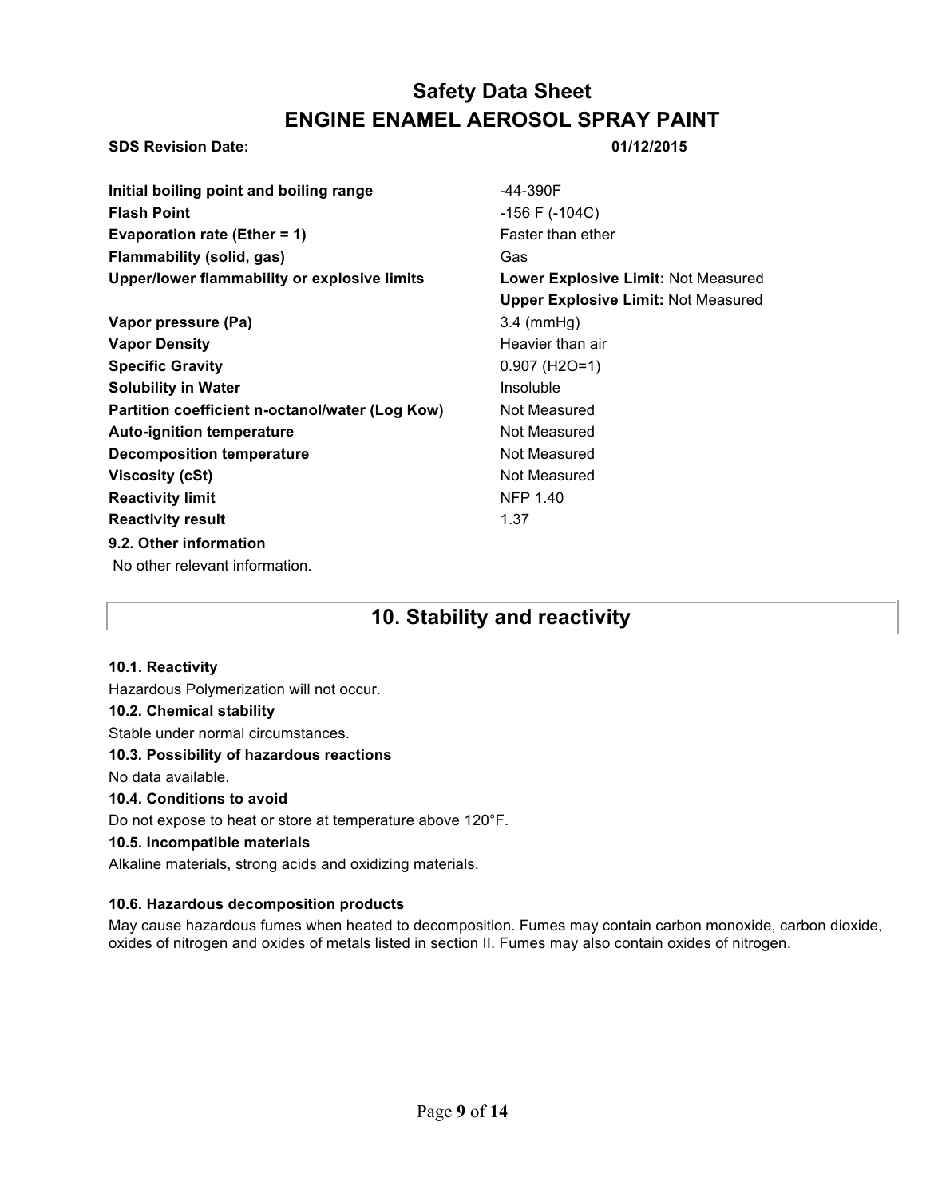# Safety Data Sheet
# ENGINE ENAMEL AEROSOL SPRAY PAINT

**SDS Revision Date:** **01/12/2015**

| | |
|---|---|
| **Initial boiling point and boiling range** | -44-390F |
| **Flash Point** | -156 F (-104C) |
| **Evaporation rate (Ether = 1)** | Faster than ether |
| **Flammability (solid, gas)** | Gas |
| **Upper/lower flammability or explosive limits** | **Lower Explosive Limit:** Not Measured<br>**Upper Explosive Limit:** Not Measured |
| **Vapor pressure (Pa)** | 3.4 (mmHg) |
| **Vapor Density** | Heavier than air |
| **Specific Gravity** | 0.907 ($H_2O$=1) |
| **Solubility in Water** | Insoluble |
| **Partition coefficient n-octanol/water (Log Kow)** | Not Measured |
| **Auto-ignition temperature** | Not Measured |
| **Decomposition temperature** | Not Measured |
| **Viscosity (cSt)** | Not Measured |
| **Reactivity limit** | NFP 1.40 |
| **Reactivity result** | 1.37 |

**9.2. Other information**

No other relevant information.

## 10. Stability and reactivity

**10.1. Reactivity**

Hazardous Polymerization will not occur.

**10.2. Chemical stability**

Stable under normal circumstances.

**10.3. Possibility of hazardous reactions**

No data available.

**10.4. Conditions to avoid**

Do not expose to heat or store at temperature above 120°F.

**10.5. Incompatible materials**

Alkaline materials, strong acids and oxidizing materials.

**10.6. Hazardous decomposition products**

May cause hazardous fumes when heated to decomposition. Fumes may contain carbon monoxide, carbon dioxide, oxides of nitrogen and oxides of metals listed in section II. Fumes may also contain oxides of nitrogen.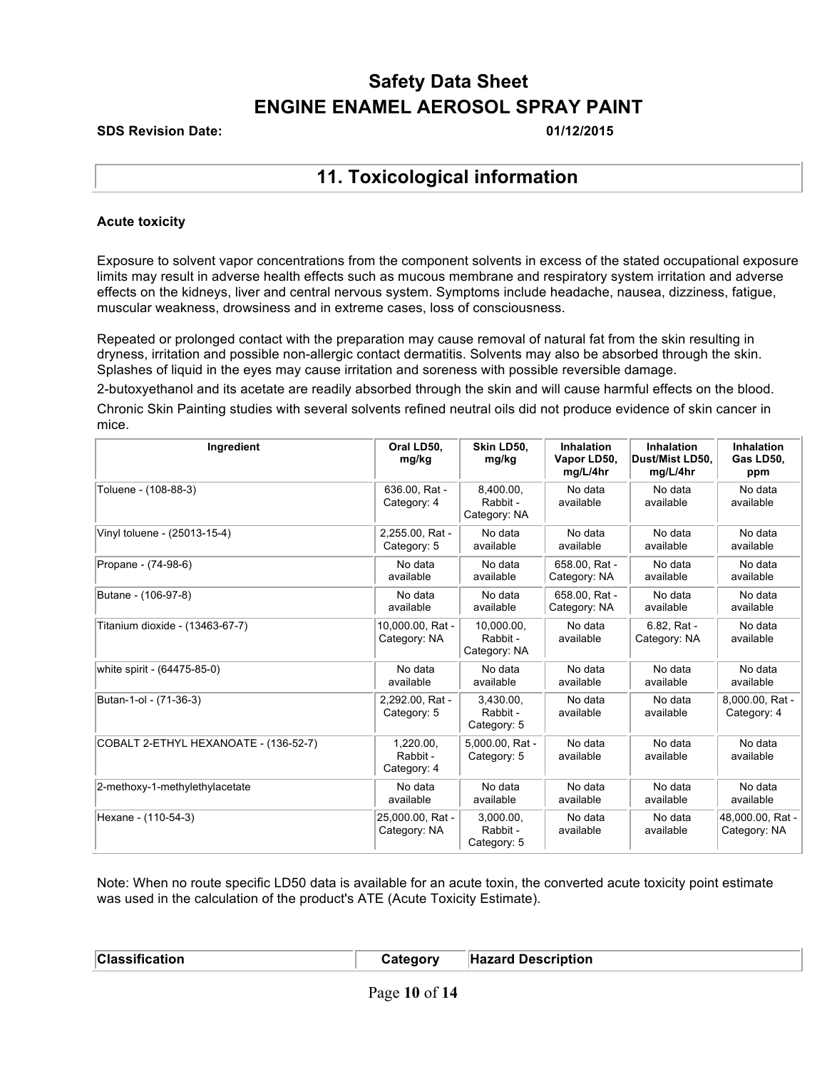# Safety Data Sheet
# ENGINE ENAMEL AEROSOL SPRAY PAINT

**SDS Revision Date:** **01/12/2015**

## 11. Toxicological information

### Acute toxicity

Exposure to solvent vapor concentrations from the component solvents in excess of the stated occupational exposure limits may result in adverse health effects such as mucous membrane and respiratory system irritation and adverse effects on the kidneys, liver and central nervous system. Symptoms include headache, nausea, dizziness, fatigue, muscular weakness, drowsiness and in extreme cases, loss of consciousness.

Repeated or prolonged contact with the preparation may cause removal of natural fat from the skin resulting in dryness, irritation and possible non-allergic contact dermatitis. Solvents may also be absorbed through the skin. Splashes of liquid in the eyes may cause irritation and soreness with possible reversible damage.

2-butoxyethanol and its acetate are readily absorbed through the skin and will cause harmful effects on the blood.

Chronic Skin Painting studies with several solvents refined neutral oils did not produce evidence of skin cancer in mice.

| Ingredient | Oral LD50, mg/kg | Skin LD50, mg/kg | Inhalation Vapor LD50, mg/L/4hr | Inhalation Dust/Mist LD50, mg/L/4hr | Inhalation Gas LD50, ppm |
|---|---|---|---|---|---|
| Toluene - (108-88-3) | 636.00, Rat - Category: 4 | 8,400.00, Rabbit - Category: NA | No data available | No data available | No data available |
| Vinyl toluene - (25013-15-4) | 2,255.00, Rat - Category: 5 | No data available | No data available | No data available | No data available |
| Propane - (74-98-6) | No data available | No data available | 658.00, Rat - Category: NA | No data available | No data available |
| Butane - (106-97-8) | No data available | No data available | 658.00, Rat - Category: NA | No data available | No data available |
| Titanium dioxide - (13463-67-7) | 10,000.00, Rat - Category: NA | 10,000.00, Rabbit - Category: NA | No data available | 6.82, Rat - Category: NA | No data available |
| white spirit - (64475-85-0) | No data available | No data available | No data available | No data available | No data available |
| Butan-1-ol - (71-36-3) | 2,292.00, Rat - Category: 5 | 3,430.00, Rabbit - Category: 5 | No data available | No data available | 8,000.00, Rat - Category: 4 |
| COBALT 2-ETHYL HEXANOATE - (136-52-7) | 1,220.00, Rabbit - Category: 4 | 5,000.00, Rat - Category: 5 | No data available | No data available | No data available |
| 2-methoxy-1-methylethylacetate | No data available | No data available | No data available | No data available | No data available |
| Hexane - (110-54-3) | 25,000.00, Rat - Category: NA | 3,000.00, Rabbit - Category: 5 | No data available | No data available | 48,000.00, Rat - Category: NA |

Note: When no route specific LD50 data is available for an acute toxin, the converted acute toxicity point estimate was used in the calculation of the product's ATE (Acute Toxicity Estimate).

| Classification | Category | Hazard Description |
|---|---|---|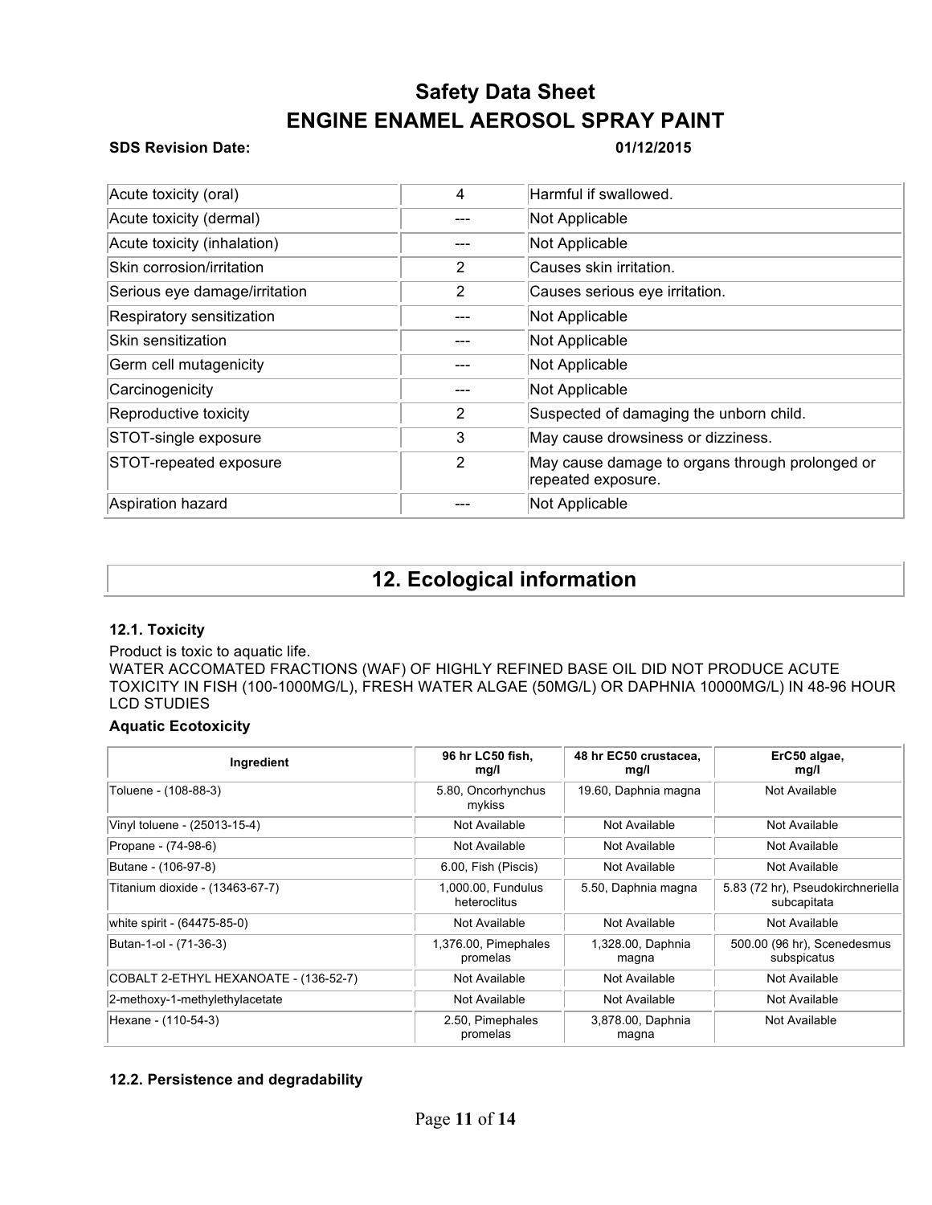| | | |
|---|---|---|
| Acute toxicity (oral) | 4 | Harmful if swallowed. |
| Acute toxicity (dermal) | --- | Not Applicable |
| Acute toxicity (inhalation) | --- | Not Applicable |
| Skin corrosion/irritation | 2 | Causes skin irritation. |
| Serious eye damage/irritation | 2 | Causes serious eye irritation. |
| Respiratory sensitization | --- | Not Applicable |
| Skin sensitization | --- | Not Applicable |
| Germ cell mutagenicity | --- | Not Applicable |
| Carcinogenicity | --- | Not Applicable |
| Reproductive toxicity | 2 | Suspected of damaging the unborn child. |
| STOT-single exposure | 3 | May cause drowsiness or dizziness. |
| STOT-repeated exposure | 2 | May cause damage to organs through prolonged or repeated exposure. |
| Aspiration hazard | --- | Not Applicable |

# 12. Ecological information

### 12.1. Toxicity

Product is toxic to aquatic life.
WATER ACCOMATED FRACTIONS (WAF) OF HIGHLY REFINED BASE OIL DID NOT PRODUCE ACUTE TOXICITY IN FISH (100-1000MG/L), FRESH WATER ALGAE (50MG/L) OR DAPHNIA 10000MG/L) IN 48-96 HOUR LCD STUDIES

**Aquatic Ecotoxicity**

| Ingredient | 96 hr LC50 fish, mg/l | 48 hr EC50 crustacea, mg/l | ErC50 algae, mg/l |
|---|---|---|---|
| Toluene - (108-88-3) | 5.80, Oncorhynchus mykiss | 19.60, Daphnia magna | Not Available |
| Vinyl toluene - (25013-15-4) | Not Available | Not Available | Not Available |
| Propane - (74-98-6) | Not Available | Not Available | Not Available |
| Butane - (106-97-8) | 6.00, Fish (Piscis) | Not Available | Not Available |
| Titanium dioxide - (13463-67-7) | 1,000.00, Fundulus heteroclitus | 5.50, Daphnia magna | 5.83 (72 hr), Pseudokirchneriella subcapitata |
| white spirit - (64475-85-0) | Not Available | Not Available | Not Available |
| Butan-1-ol - (71-36-3) | 1,376.00, Pimephales promelas | 1,328.00, Daphnia magna | 500.00 (96 hr), Scenedesmus subspicatus |
| COBALT 2-ETHYL HEXANOATE - (136-52-7) | Not Available | Not Available | Not Available |
| 2-methoxy-1-methylethylacetate | Not Available | Not Available | Not Available |
| Hexane - (110-54-3) | 2.50, Pimephales promelas | 3,878.00, Daphnia magna | Not Available |

### 12.2. Persistence and degradability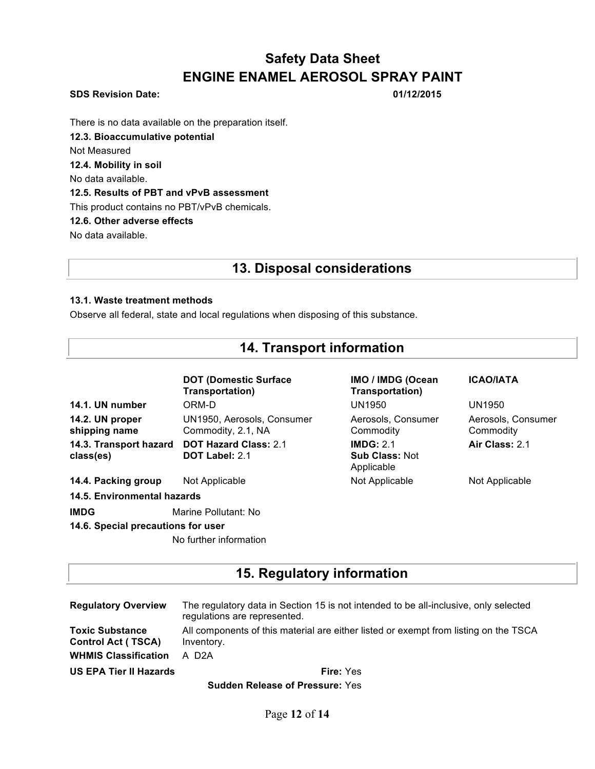There is no data available on the preparation itself.

**12.3. Bioaccumulative potential**

Not Measured

**12.4. Mobility in soil**

No data available.

**12.5. Results of PBT and vPvB assessment**

This product contains no PBT/vPvB chemicals.

**12.6. Other adverse effects**

No data available.

## 13. Disposal considerations

**13.1. Waste treatment methods**

Observe all federal, state and local regulations when disposing of this substance.

## 14. Transport information

| | DOT (Domestic Surface Transportation) | IMO / IMDG (Ocean Transportation) | ICAO/IATA |
|---|---|---|---|
| **14.1. UN number** | ORM-D | UN1950 | UN1950 |
| **14.2. UN proper shipping name** | UN1950, Aerosols, Consumer Commodity, 2.1, NA | Aerosols, Consumer Commodity | Aerosols, Consumer Commodity |
| **14.3. Transport hazard class(es)** | **DOT Hazard Class:** 2.1<br>**DOT Label:** 2.1 | **IMDG:** 2.1<br>**Sub Class:** Not Applicable | **Air Class:** 2.1 |
| **14.4. Packing group** | Not Applicable | Not Applicable | Not Applicable |

**14.5. Environmental hazards**

**IMDG** Marine Pollutant: No

**14.6. Special precautions for user**

No further information

## 15. Regulatory information

| | |
|---|---|
| **Regulatory Overview** | The regulatory data in Section 15 is not intended to be all-inclusive, only selected regulations are represented. |
| **Toxic Substance Control Act ( TSCA)** | All components of this material are either listed or exempt from listing on the TSCA Inventory. |
| **WHMIS Classification** | A D2A |
| **US EPA Tier II Hazards** | **Fire:** Yes<br>**Sudden Release of Pressure:** Yes |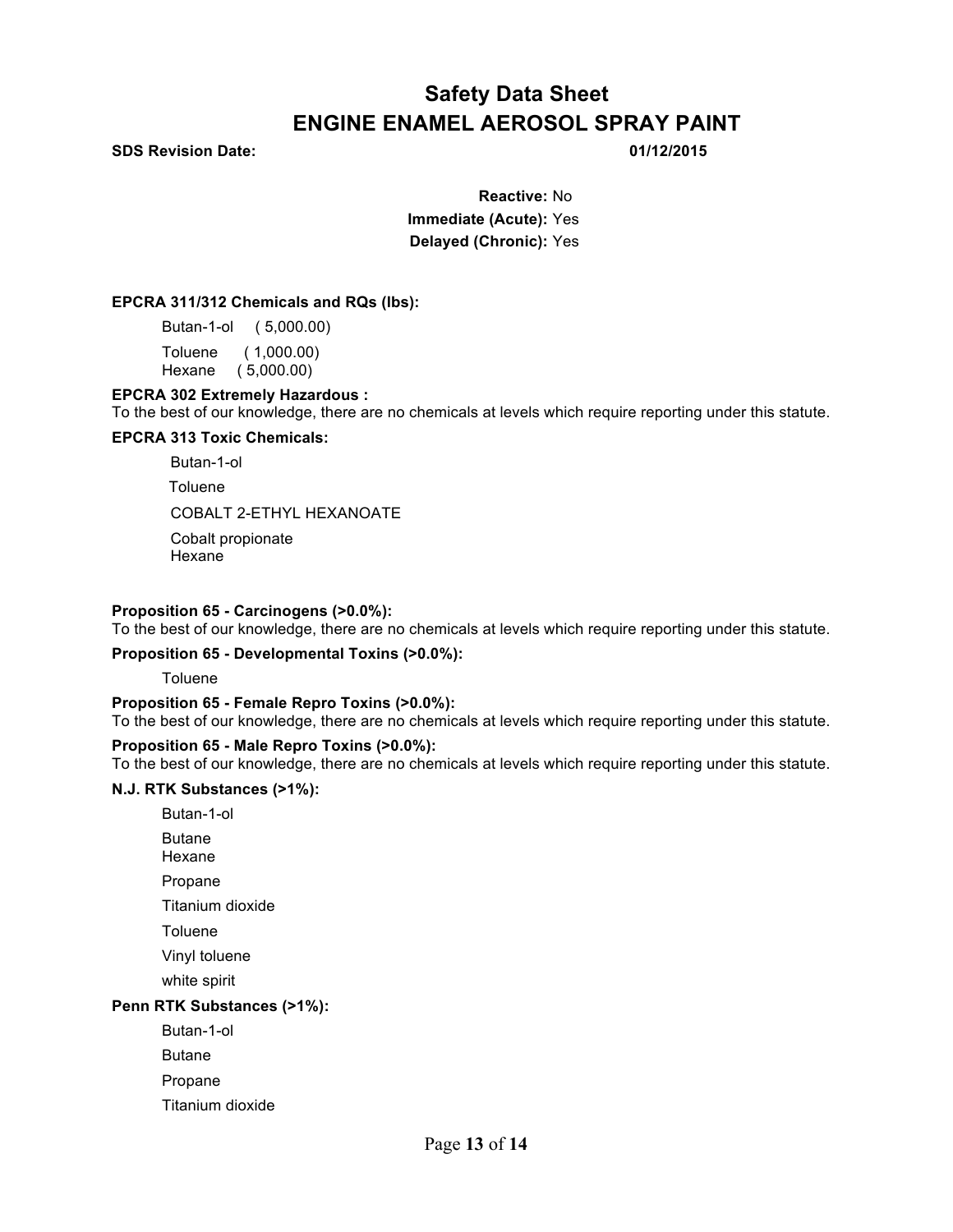# Safety Data Sheet
# ENGINE ENAMEL AEROSOL SPRAY PAINT

**SDS Revision Date:** 01/12/2015

**Reactive:** No
**Immediate (Acute):** Yes
**Delayed (Chronic):** Yes

**EPCRA 311/312 Chemicals and RQs (lbs):**

Butan-1-ol ( 5,000.00)
Toluene ( 1,000.00)
Hexane ( 5,000.00)

**EPCRA 302 Extremely Hazardous :**
To the best of our knowledge, there are no chemicals at levels which require reporting under this statute.

**EPCRA 313 Toxic Chemicals:**

Butan-1-ol
Toluene
COBALT 2-ETHYL HEXANOATE
Cobalt propionate
Hexane

**Proposition 65 - Carcinogens (>0.0%):**
To the best of our knowledge, there are no chemicals at levels which require reporting under this statute.

**Proposition 65 - Developmental Toxins (>0.0%):**

Toluene

**Proposition 65 - Female Repro Toxins (>0.0%):**
To the best of our knowledge, there are no chemicals at levels which require reporting under this statute.

**Proposition 65 - Male Repro Toxins (>0.0%):**
To the best of our knowledge, there are no chemicals at levels which require reporting under this statute.

**N.J. RTK Substances (>1%):**

Butan-1-ol
Butane
Hexane
Propane
Titanium dioxide
Toluene
Vinyl toluene
white spirit

**Penn RTK Substances (>1%):**

Butan-1-ol
Butane
Propane
Titanium dioxide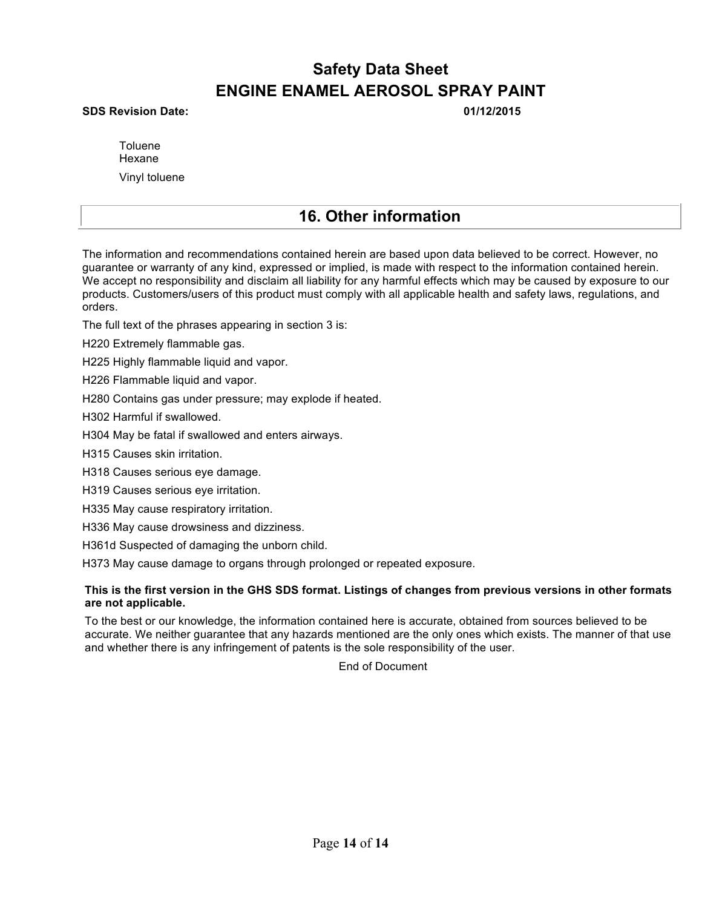Toluene
Hexane

Vinyl toluene

## 16. Other information

The information and recommendations contained herein are based upon data believed to be correct. However, no guarantee or warranty of any kind, expressed or implied, is made with respect to the information contained herein. We accept no responsibility and disclaim all liability for any harmful effects which may be caused by exposure to our products. Customers/users of this product must comply with all applicable health and safety laws, regulations, and orders.

The full text of the phrases appearing in section 3 is:

H220 Extremely flammable gas.

H225 Highly flammable liquid and vapor.

H226 Flammable liquid and vapor.

H280 Contains gas under pressure; may explode if heated.

H302 Harmful if swallowed.

H304 May be fatal if swallowed and enters airways.

H315 Causes skin irritation.

H318 Causes serious eye damage.

H319 Causes serious eye irritation.

H335 May cause respiratory irritation.

H336 May cause drowsiness and dizziness.

H361d Suspected of damaging the unborn child.

H373 May cause damage to organs through prolonged or repeated exposure.

**This is the first version in the GHS SDS format. Listings of changes from previous versions in other formats are not applicable.**

To the best or our knowledge, the information contained here is accurate, obtained from sources believed to be accurate. We neither guarantee that any hazards mentioned are the only ones which exists. The manner of that use and whether there is any infringement of patents is the sole responsibility of the user.

End of Document